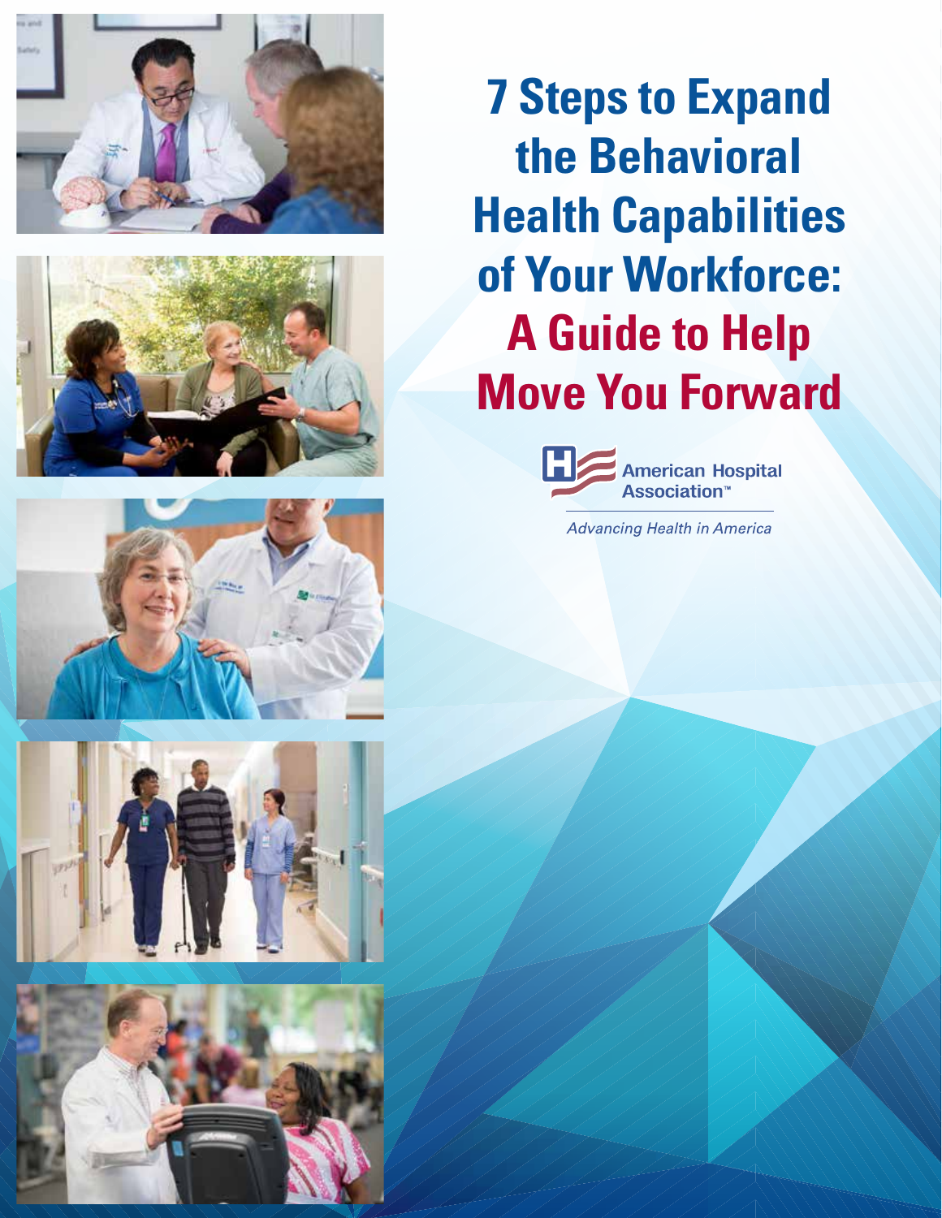# 7 Steps to Expand the Behavioral Health Capabilities of Your Workforce: A Guide to Help Move You Forward

American Hospital Association™

*Advancing Health in America*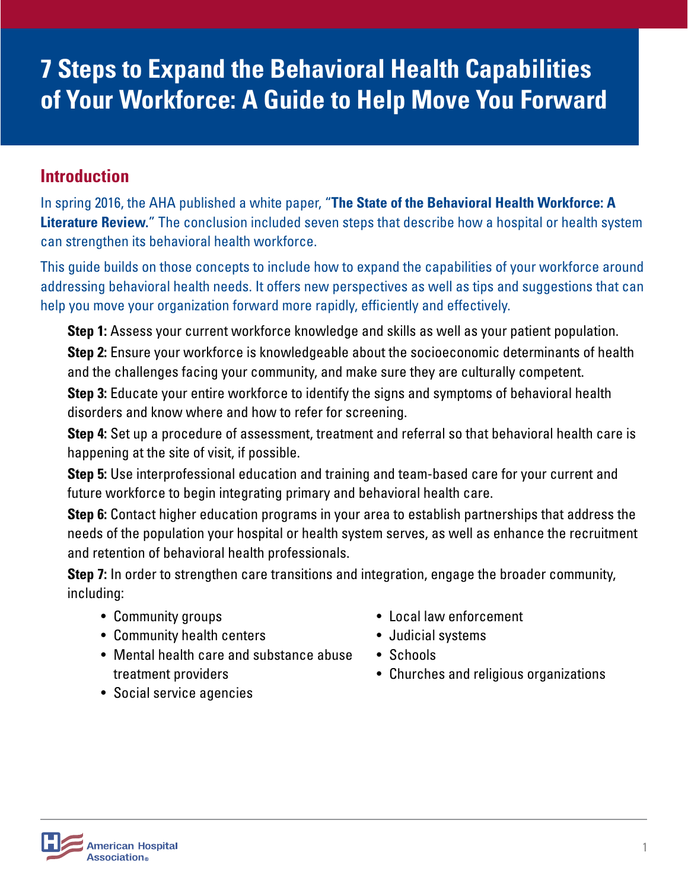# 7 Steps to Expand the Behavioral Health Capabilities of Your Workforce: A Guide to Help Move You Forward

## Introduction

In spring 2016, the AHA published a white paper, "**The State of the Behavioral Health Workforce: A Literature Review.**" The conclusion included seven steps that describe how a hospital or health system can strengthen its behavioral health workforce.

This guide builds on those concepts to include how to expand the capabilities of your workforce around addressing behavioral health needs. It offers new perspectives as well as tips and suggestions that can help you move your organization forward more rapidly, efficiently and effectively.

**Step 1:** Assess your current workforce knowledge and skills as well as your patient population.

**Step 2:** Ensure your workforce is knowledgeable about the socioeconomic determinants of health and the challenges facing your community, and make sure they are culturally competent.

**Step 3:** Educate your entire workforce to identify the signs and symptoms of behavioral health disorders and know where and how to refer for screening.

**Step 4:** Set up a procedure of assessment, treatment and referral so that behavioral health care is happening at the site of visit, if possible.

**Step 5:** Use interprofessional education and training and team-based care for your current and future workforce to begin integrating primary and behavioral health care.

**Step 6:** Contact higher education programs in your area to establish partnerships that address the needs of the population your hospital or health system serves, as well as enhance the recruitment and retention of behavioral health professionals.

**Step 7:** In order to strengthen care transitions and integration, engage the broader community, including:

- Community groups
- Community health centers
- Mental health care and substance abuse treatment providers
- Social service agencies
- Local law enforcement
- Judicial systems
- Schools
- Churches and religious organizations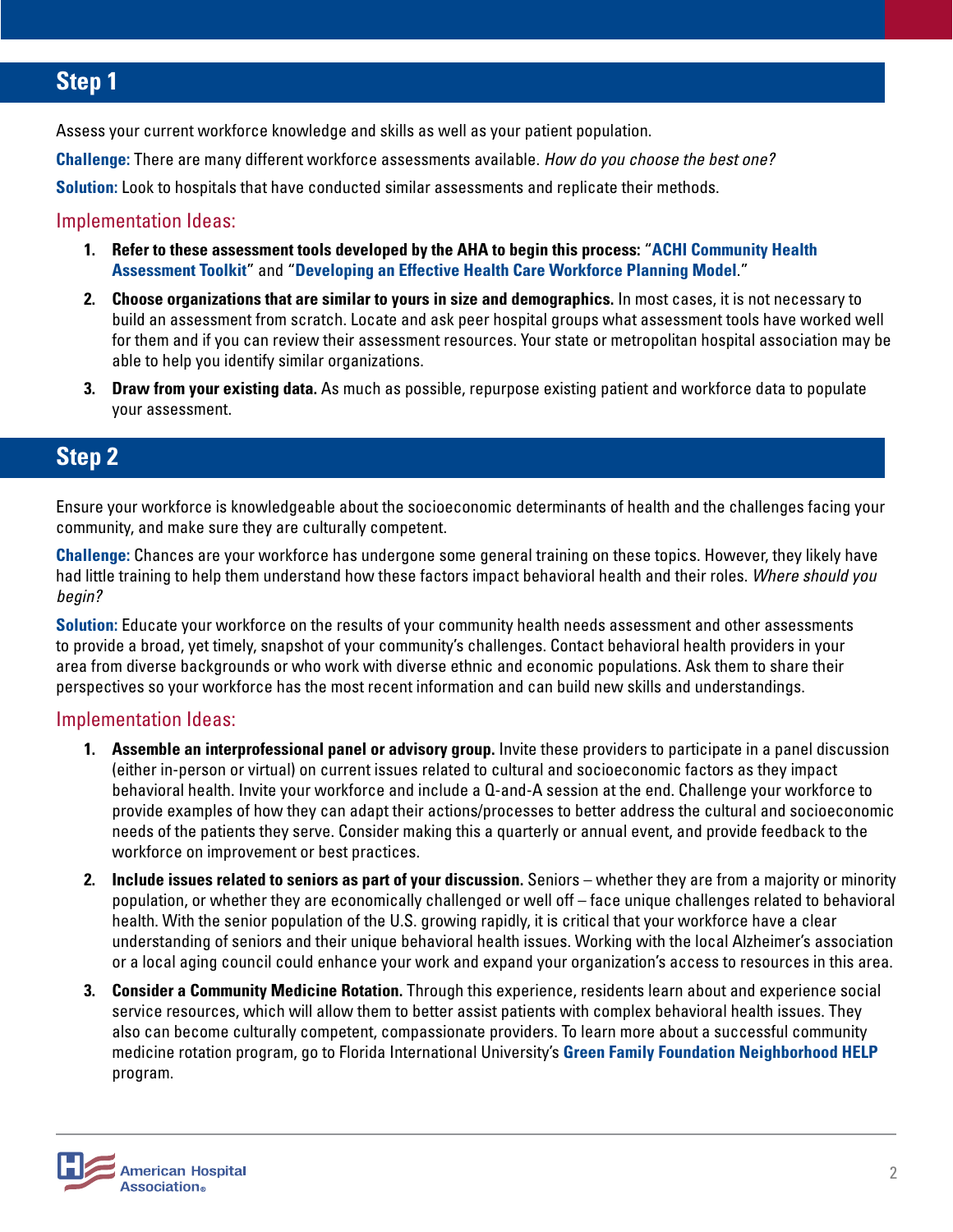## Step 1

Assess your current workforce knowledge and skills as well as your patient population.

**Challenge:** There are many different workforce assessments available. *How do you choose the best one?*

**Solution:** Look to hospitals that have conducted similar assessments and replicate their methods.

### Implementation Ideas:

1. **Refer to these assessment tools developed by the AHA to begin this process:** "**ACHI Community Health Assessment Toolkit**" and "**Developing an Effective Health Care Workforce Planning Model**."
2. **Choose organizations that are similar to yours in size and demographics.** In most cases, it is not necessary to build an assessment from scratch. Locate and ask peer hospital groups what assessment tools have worked well for them and if you can review their assessment resources. Your state or metropolitan hospital association may be able to help you identify similar organizations.
3. **Draw from your existing data.** As much as possible, repurpose existing patient and workforce data to populate your assessment.

## Step 2

Ensure your workforce is knowledgeable about the socioeconomic determinants of health and the challenges facing your community, and make sure they are culturally competent.

**Challenge:** Chances are your workforce has undergone some general training on these topics. However, they likely have had little training to help them understand how these factors impact behavioral health and their roles. *Where should you begin?*

**Solution:** Educate your workforce on the results of your community health needs assessment and other assessments to provide a broad, yet timely, snapshot of your community's challenges. Contact behavioral health providers in your area from diverse backgrounds or who work with diverse ethnic and economic populations. Ask them to share their perspectives so your workforce has the most recent information and can build new skills and understandings.

### Implementation Ideas:

1. **Assemble an interprofessional panel or advisory group.** Invite these providers to participate in a panel discussion (either in-person or virtual) on current issues related to cultural and socioeconomic factors as they impact behavioral health. Invite your workforce and include a Q-and-A session at the end. Challenge your workforce to provide examples of how they can adapt their actions/processes to better address the cultural and socioeconomic needs of the patients they serve. Consider making this a quarterly or annual event, and provide feedback to the workforce on improvement or best practices.
2. **Include issues related to seniors as part of your discussion.** Seniors – whether they are from a majority or minority population, or whether they are economically challenged or well off – face unique challenges related to behavioral health. With the senior population of the U.S. growing rapidly, it is critical that your workforce have a clear understanding of seniors and their unique behavioral health issues. Working with the local Alzheimer's association or a local aging council could enhance your work and expand your organization's access to resources in this area.
3. **Consider a Community Medicine Rotation.** Through this experience, residents learn about and experience social service resources, which will allow them to better assist patients with complex behavioral health issues. They also can become culturally competent, compassionate providers. To learn more about a successful community medicine rotation program, go to Florida International University's **Green Family Foundation Neighborhood HELP** program.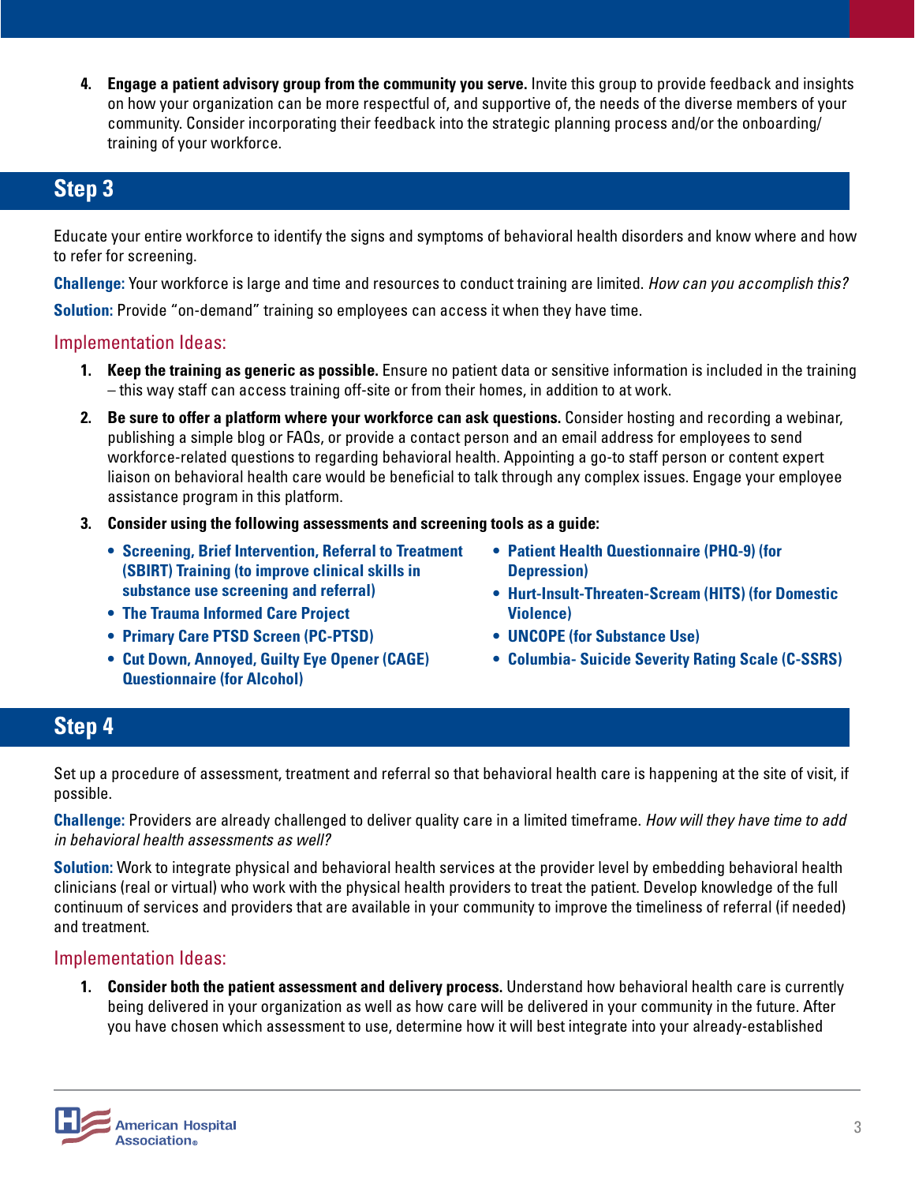4. **Engage a patient advisory group from the community you serve.** Invite this group to provide feedback and insights on how your organization can be more respectful of, and supportive of, the needs of the diverse members of your community. Consider incorporating their feedback into the strategic planning process and/or the onboarding/training of your workforce.

## Step 3

Educate your entire workforce to identify the signs and symptoms of behavioral health disorders and know where and how to refer for screening.

**Challenge:** Your workforce is large and time and resources to conduct training are limited. *How can you accomplish this?*

**Solution:** Provide "on-demand" training so employees can access it when they have time.

### Implementation Ideas:

1. **Keep the training as generic as possible.** Ensure no patient data or sensitive information is included in the training – this way staff can access training off-site or from their homes, in addition to at work.
2. **Be sure to offer a platform where your workforce can ask questions.** Consider hosting and recording a webinar, publishing a simple blog or FAQs, or provide a contact person and an email address for employees to send workforce-related questions to regarding behavioral health. Appointing a go-to staff person or content expert liaison on behavioral health care would be beneficial to talk through any complex issues. Engage your employee assistance program in this platform.
3. **Consider using the following assessments and screening tools as a guide:**
   - **Screening, Brief Intervention, Referral to Treatment (SBIRT) Training (to improve clinical skills in substance use screening and referral)**
   - **The Trauma Informed Care Project**
   - **Primary Care PTSD Screen (PC-PTSD)**
   - **Cut Down, Annoyed, Guilty Eye Opener (CAGE) Questionnaire (for Alcohol)**
   - **Patient Health Questionnaire (PHQ-9) (for Depression)**
   - **Hurt-Insult-Threaten-Scream (HITS) (for Domestic Violence)**
   - **UNCOPE (for Substance Use)**
   - **Columbia- Suicide Severity Rating Scale (C-SSRS)**

## Step 4

Set up a procedure of assessment, treatment and referral so that behavioral health care is happening at the site of visit, if possible.

**Challenge:** Providers are already challenged to deliver quality care in a limited timeframe. *How will they have time to add in behavioral health assessments as well?*

**Solution:** Work to integrate physical and behavioral health services at the provider level by embedding behavioral health clinicians (real or virtual) who work with the physical health providers to treat the patient. Develop knowledge of the full continuum of services and providers that are available in your community to improve the timeliness of referral (if needed) and treatment.

### Implementation Ideas:

1. **Consider both the patient assessment and delivery process.** Understand how behavioral health care is currently being delivered in your organization as well as how care will be delivered in your community in the future. After you have chosen which assessment to use, determine how it will best integrate into your already-established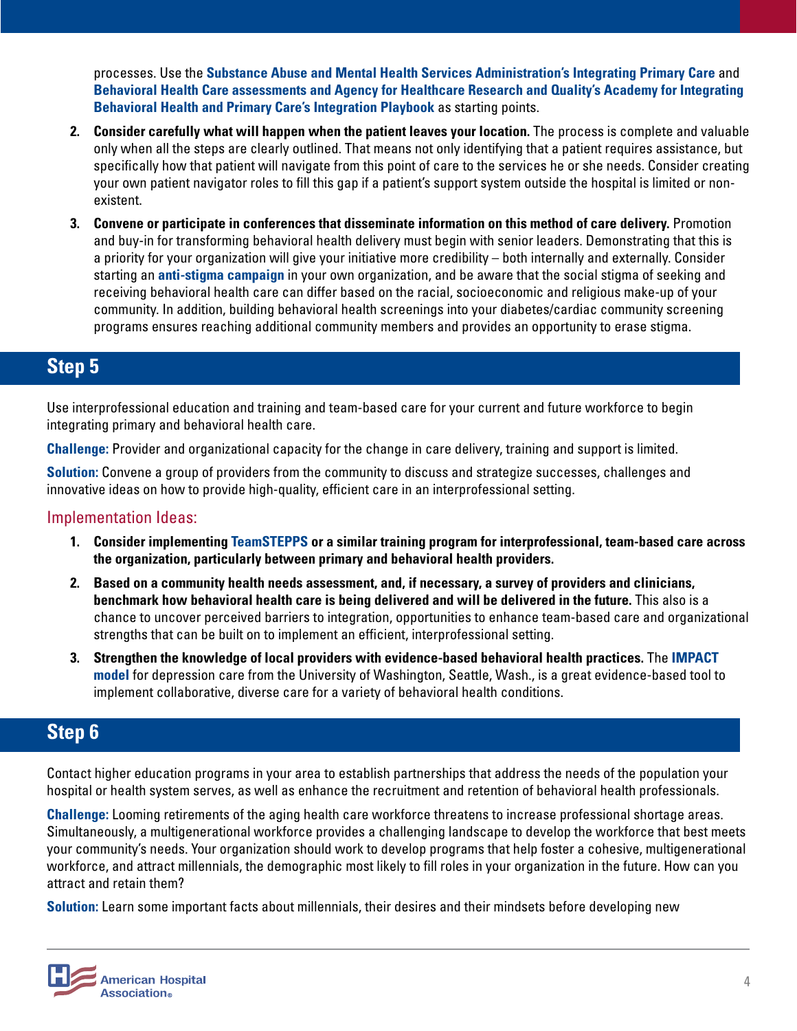processes. Use the **Substance Abuse and Mental Health Services Administration's Integrating Primary Care** and **Behavioral Health Care assessments and Agency for Healthcare Research and Quality's Academy for Integrating Behavioral Health and Primary Care's Integration Playbook** as starting points.

2. **Consider carefully what will happen when the patient leaves your location.** The process is complete and valuable only when all the steps are clearly outlined. That means not only identifying that a patient requires assistance, but specifically how that patient will navigate from this point of care to the services he or she needs. Consider creating your own patient navigator roles to fill this gap if a patient's support system outside the hospital is limited or non-existent.
3. **Convene or participate in conferences that disseminate information on this method of care delivery.** Promotion and buy-in for transforming behavioral health delivery must begin with senior leaders. Demonstrating that this is a priority for your organization will give your initiative more credibility – both internally and externally. Consider starting an **anti-stigma campaign** in your own organization, and be aware that the social stigma of seeking and receiving behavioral health care can differ based on the racial, socioeconomic and religious make-up of your community. In addition, building behavioral health screenings into your diabetes/cardiac community screening programs ensures reaching additional community members and provides an opportunity to erase stigma.

## Step 5

Use interprofessional education and training and team-based care for your current and future workforce to begin integrating primary and behavioral health care.

**Challenge:** Provider and organizational capacity for the change in care delivery, training and support is limited.

**Solution:** Convene a group of providers from the community to discuss and strategize successes, challenges and innovative ideas on how to provide high-quality, efficient care in an interprofessional setting.

### Implementation Ideas:

1. **Consider implementing TeamSTEPPS or a similar training program for interprofessional, team-based care across the organization, particularly between primary and behavioral health providers.**
2. **Based on a community health needs assessment, and, if necessary, a survey of providers and clinicians, benchmark how behavioral health care is being delivered and will be delivered in the future.** This also is a chance to uncover perceived barriers to integration, opportunities to enhance team-based care and organizational strengths that can be built on to implement an efficient, interprofessional setting.
3. **Strengthen the knowledge of local providers with evidence-based behavioral health practices.** The **IMPACT model** for depression care from the University of Washington, Seattle, Wash., is a great evidence-based tool to implement collaborative, diverse care for a variety of behavioral health conditions.

## Step 6

Contact higher education programs in your area to establish partnerships that address the needs of the population your hospital or health system serves, as well as enhance the recruitment and retention of behavioral health professionals.

**Challenge:** Looming retirements of the aging health care workforce threatens to increase professional shortage areas. Simultaneously, a multigenerational workforce provides a challenging landscape to develop the workforce that best meets your community's needs. Your organization should work to develop programs that help foster a cohesive, multigenerational workforce, and attract millennials, the demographic most likely to fill roles in your organization in the future. How can you attract and retain them?

**Solution:** Learn some important facts about millennials, their desires and their mindsets before developing new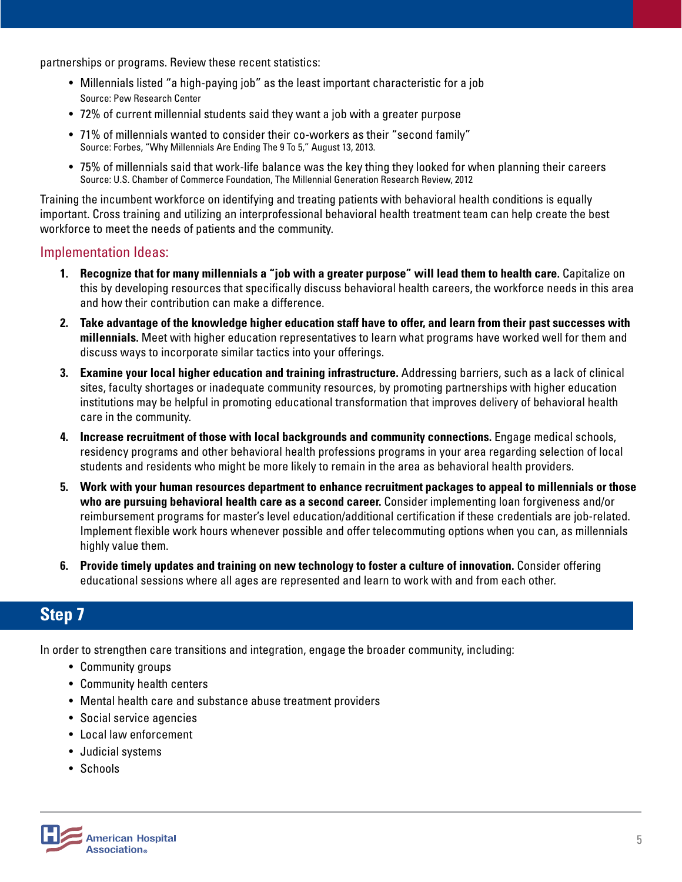partnerships or programs. Review these recent statistics:

- Millennials listed "a high-paying job" as the least important characteristic for a job
  Source: Pew Research Center
- 72% of current millennial students said they want a job with a greater purpose
- 71% of millennials wanted to consider their co-workers as their "second family"
  Source: Forbes, "Why Millennials Are Ending The 9 To 5," August 13, 2013.
- 75% of millennials said that work-life balance was the key thing they looked for when planning their careers
  Source: U.S. Chamber of Commerce Foundation, The Millennial Generation Research Review, 2012

Training the incumbent workforce on identifying and treating patients with behavioral health conditions is equally important. Cross training and utilizing an interprofessional behavioral health treatment team can help create the best workforce to meet the needs of patients and the community.

### Implementation Ideas:

1. **Recognize that for many millennials a "job with a greater purpose" will lead them to health care.** Capitalize on this by developing resources that specifically discuss behavioral health careers, the workforce needs in this area and how their contribution can make a difference.
2. **Take advantage of the knowledge higher education staff have to offer, and learn from their past successes with millennials.** Meet with higher education representatives to learn what programs have worked well for them and discuss ways to incorporate similar tactics into your offerings.
3. **Examine your local higher education and training infrastructure.** Addressing barriers, such as a lack of clinical sites, faculty shortages or inadequate community resources, by promoting partnerships with higher education institutions may be helpful in promoting educational transformation that improves delivery of behavioral health care in the community.
4. **Increase recruitment of those with local backgrounds and community connections.** Engage medical schools, residency programs and other behavioral health professions programs in your area regarding selection of local students and residents who might be more likely to remain in the area as behavioral health providers.
5. **Work with your human resources department to enhance recruitment packages to appeal to millennials or those who are pursuing behavioral health care as a second career.** Consider implementing loan forgiveness and/or reimbursement programs for master's level education/additional certification if these credentials are job-related. Implement flexible work hours whenever possible and offer telecommuting options when you can, as millennials highly value them.
6. **Provide timely updates and training on new technology to foster a culture of innovation.** Consider offering educational sessions where all ages are represented and learn to work with and from each other.

## Step 7

In order to strengthen care transitions and integration, engage the broader community, including:

- Community groups
- Community health centers
- Mental health care and substance abuse treatment providers
- Social service agencies
- Local law enforcement
- Judicial systems
- Schools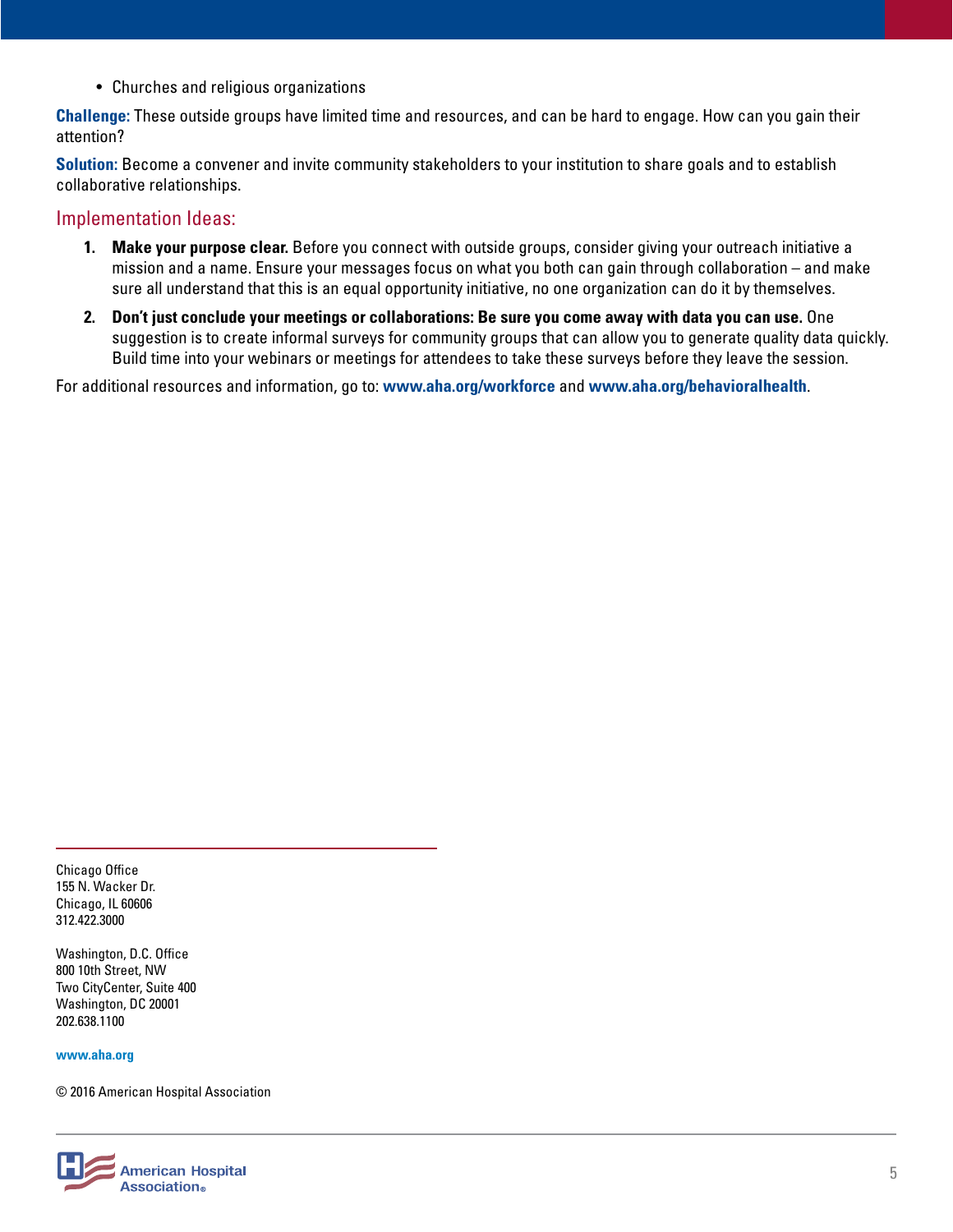- Churches and religious organizations

**Challenge:** These outside groups have limited time and resources, and can be hard to engage. How can you gain their attention?

**Solution:** Become a convener and invite community stakeholders to your institution to share goals and to establish collaborative relationships.

## Implementation Ideas:

1. **Make your purpose clear.** Before you connect with outside groups, consider giving your outreach initiative a mission and a name. Ensure your messages focus on what you both can gain through collaboration – and make sure all understand that this is an equal opportunity initiative, no one organization can do it by themselves.
2. **Don't just conclude your meetings or collaborations: Be sure you come away with data you can use.** One suggestion is to create informal surveys for community groups that can allow you to generate quality data quickly. Build time into your webinars or meetings for attendees to take these surveys before they leave the session.

For additional resources and information, go to: **www.aha.org/workforce** and **www.aha.org/behavioralhealth**.

Chicago Office
155 N. Wacker Dr.
Chicago, IL 60606
312.422.3000

Washington, D.C. Office
800 10th Street, NW
Two CityCenter, Suite 400
Washington, DC 20001
202.638.1100

**www.aha.org**

© 2016 American Hospital Association

American Hospital Association®